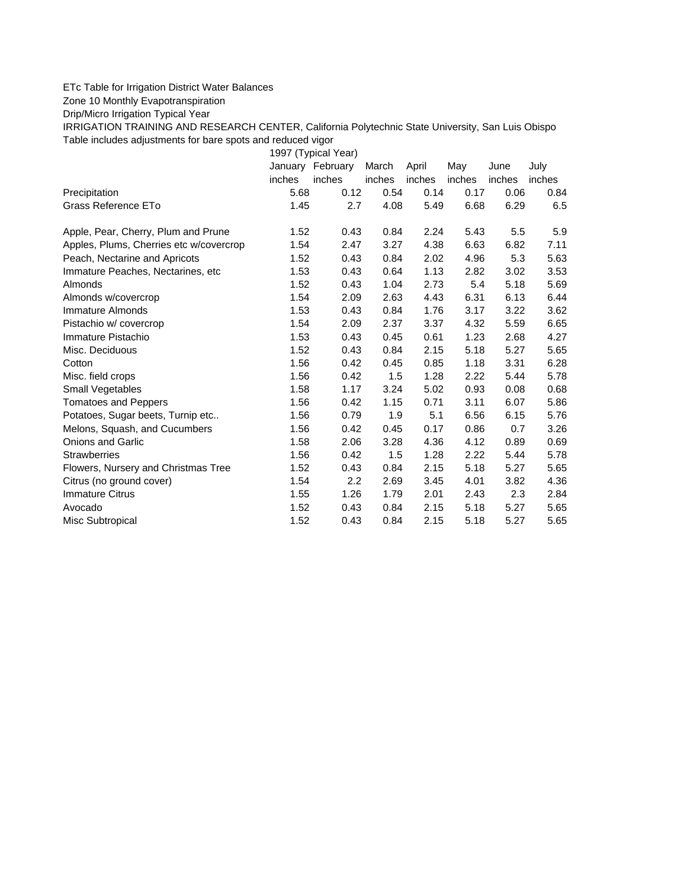ETc Table for Irrigation District Water Balances

Zone 10 Monthly Evapotranspiration

Drip/Micro Irrigation Typical Year

IRRIGATION TRAINING AND RESEARCH CENTER, California Polytechnic State University, San Luis Obispo

Table includes adjustments for bare spots and reduced vigor

| | 1997 (Typical Year) | | | | | | |
|---|---|---|---|---|---|---|---|
| | January | February | March | April | May | June | July |
| | inches | inches | inches | inches | inches | inches | inches |
| Precipitation | 5.68 | 0.12 | 0.54 | 0.14 | 0.17 | 0.06 | 0.84 |
| Grass Reference ETo | 1.45 | 2.7 | 4.08 | 5.49 | 6.68 | 6.29 | 6.5 |
| | | | | | | | |
| Apple, Pear, Cherry, Plum and Prune | 1.52 | 0.43 | 0.84 | 2.24 | 5.43 | 5.5 | 5.9 |
| Apples, Plums, Cherries etc w/covercrop | 1.54 | 2.47 | 3.27 | 4.38 | 6.63 | 6.82 | 7.11 |
| Peach, Nectarine and Apricots | 1.52 | 0.43 | 0.84 | 2.02 | 4.96 | 5.3 | 5.63 |
| Immature Peaches, Nectarines, etc | 1.53 | 0.43 | 0.64 | 1.13 | 2.82 | 3.02 | 3.53 |
| Almonds | 1.52 | 0.43 | 1.04 | 2.73 | 5.4 | 5.18 | 5.69 |
| Almonds w/covercrop | 1.54 | 2.09 | 2.63 | 4.43 | 6.31 | 6.13 | 6.44 |
| Immature Almonds | 1.53 | 0.43 | 0.84 | 1.76 | 3.17 | 3.22 | 3.62 |
| Pistachio w/ covercrop | 1.54 | 2.09 | 2.37 | 3.37 | 4.32 | 5.59 | 6.65 |
| Immature Pistachio | 1.53 | 0.43 | 0.45 | 0.61 | 1.23 | 2.68 | 4.27 |
| Misc. Deciduous | 1.52 | 0.43 | 0.84 | 2.15 | 5.18 | 5.27 | 5.65 |
| Cotton | 1.56 | 0.42 | 0.45 | 0.85 | 1.18 | 3.31 | 6.28 |
| Misc. field crops | 1.56 | 0.42 | 1.5 | 1.28 | 2.22 | 5.44 | 5.78 |
| Small Vegetables | 1.58 | 1.17 | 3.24 | 5.02 | 0.93 | 0.08 | 0.68 |
| Tomatoes and Peppers | 1.56 | 0.42 | 1.15 | 0.71 | 3.11 | 6.07 | 5.86 |
| Potatoes, Sugar beets, Turnip etc.. | 1.56 | 0.79 | 1.9 | 5.1 | 6.56 | 6.15 | 5.76 |
| Melons, Squash, and Cucumbers | 1.56 | 0.42 | 0.45 | 0.17 | 0.86 | 0.7 | 3.26 |
| Onions and Garlic | 1.58 | 2.06 | 3.28 | 4.36 | 4.12 | 0.89 | 0.69 |
| Strawberries | 1.56 | 0.42 | 1.5 | 1.28 | 2.22 | 5.44 | 5.78 |
| Flowers, Nursery and Christmas Tree | 1.52 | 0.43 | 0.84 | 2.15 | 5.18 | 5.27 | 5.65 |
| Citrus (no ground cover) | 1.54 | 2.2 | 2.69 | 3.45 | 4.01 | 3.82 | 4.36 |
| Immature Citrus | 1.55 | 1.26 | 1.79 | 2.01 | 2.43 | 2.3 | 2.84 |
| Avocado | 1.52 | 0.43 | 0.84 | 2.15 | 5.18 | 5.27 | 5.65 |
| Misc Subtropical | 1.52 | 0.43 | 0.84 | 2.15 | 5.18 | 5.27 | 5.65 |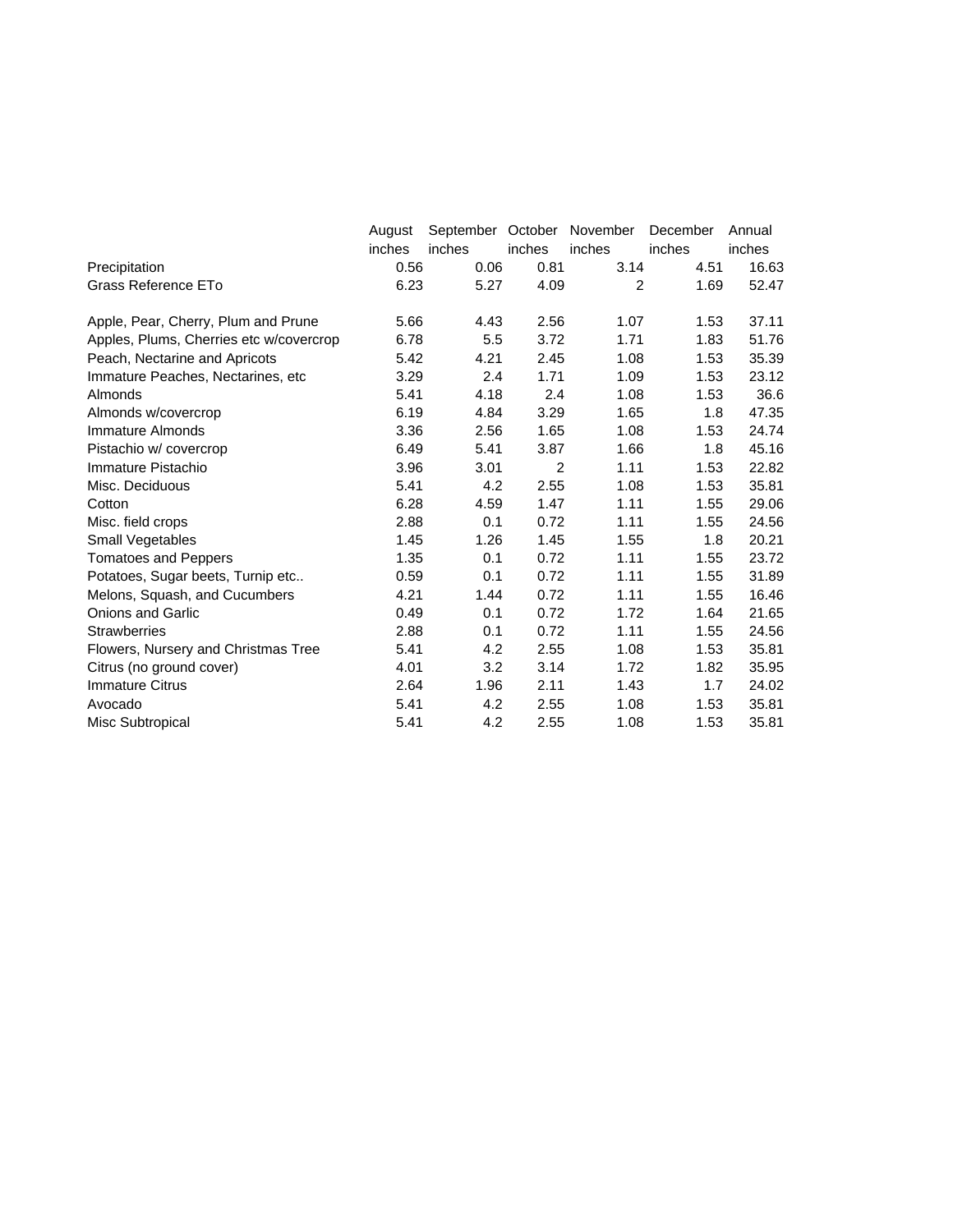| | August inches | September inches | October inches | November inches | December inches | Annual inches |
|---|---|---|---|---|---|---|
| Precipitation | 0.56 | 0.06 | 0.81 | 3.14 | 4.51 | 16.63 |
| Grass Reference ETo | 6.23 | 5.27 | 4.09 | 2 | 1.69 | 52.47 |
| | | | | | | |
| Apple, Pear, Cherry, Plum and Prune | 5.66 | 4.43 | 2.56 | 1.07 | 1.53 | 37.11 |
| Apples, Plums, Cherries etc w/covercrop | 6.78 | 5.5 | 3.72 | 1.71 | 1.83 | 51.76 |
| Peach, Nectarine and Apricots | 5.42 | 4.21 | 2.45 | 1.08 | 1.53 | 35.39 |
| Immature Peaches, Nectarines, etc | 3.29 | 2.4 | 1.71 | 1.09 | 1.53 | 23.12 |
| Almonds | 5.41 | 4.18 | 2.4 | 1.08 | 1.53 | 36.6 |
| Almonds w/covercrop | 6.19 | 4.84 | 3.29 | 1.65 | 1.8 | 47.35 |
| Immature Almonds | 3.36 | 2.56 | 1.65 | 1.08 | 1.53 | 24.74 |
| Pistachio w/ covercrop | 6.49 | 5.41 | 3.87 | 1.66 | 1.8 | 45.16 |
| Immature Pistachio | 3.96 | 3.01 | 2 | 1.11 | 1.53 | 22.82 |
| Misc. Deciduous | 5.41 | 4.2 | 2.55 | 1.08 | 1.53 | 35.81 |
| Cotton | 6.28 | 4.59 | 1.47 | 1.11 | 1.55 | 29.06 |
| Misc. field crops | 2.88 | 0.1 | 0.72 | 1.11 | 1.55 | 24.56 |
| Small Vegetables | 1.45 | 1.26 | 1.45 | 1.55 | 1.8 | 20.21 |
| Tomatoes and Peppers | 1.35 | 0.1 | 0.72 | 1.11 | 1.55 | 23.72 |
| Potatoes, Sugar beets, Turnip etc.. | 0.59 | 0.1 | 0.72 | 1.11 | 1.55 | 31.89 |
| Melons, Squash, and Cucumbers | 4.21 | 1.44 | 0.72 | 1.11 | 1.55 | 16.46 |
| Onions and Garlic | 0.49 | 0.1 | 0.72 | 1.72 | 1.64 | 21.65 |
| Strawberries | 2.88 | 0.1 | 0.72 | 1.11 | 1.55 | 24.56 |
| Flowers, Nursery and Christmas Tree | 5.41 | 4.2 | 2.55 | 1.08 | 1.53 | 35.81 |
| Citrus (no ground cover) | 4.01 | 3.2 | 3.14 | 1.72 | 1.82 | 35.95 |
| Immature Citrus | 2.64 | 1.96 | 2.11 | 1.43 | 1.7 | 24.02 |
| Avocado | 5.41 | 4.2 | 2.55 | 1.08 | 1.53 | 35.81 |
| Misc Subtropical | 5.41 | 4.2 | 2.55 | 1.08 | 1.53 | 35.81 |